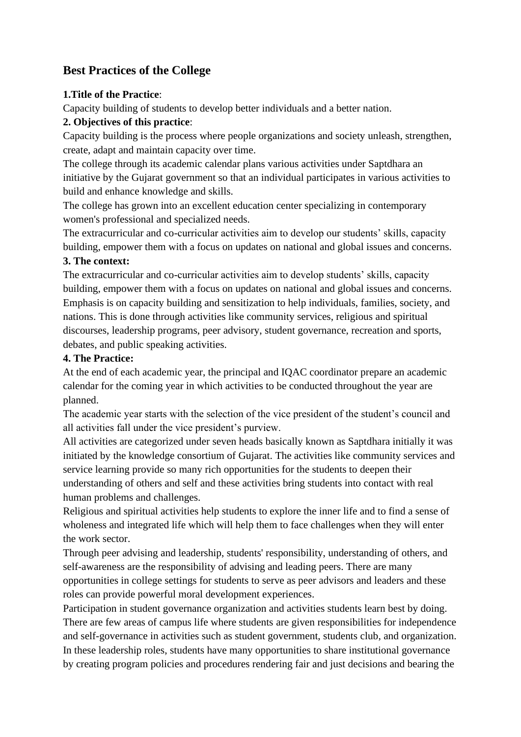## Best Practices of the College

**1.Title of the Practice**:

Capacity building of students to develop better individuals and a better nation.

**2. Objectives of this practice**:

Capacity building is the process where people organizations and society unleash, strengthen, create, adapt and maintain capacity over time.

The college through its academic calendar plans various activities under Saptdhara an initiative by the Gujarat government so that an individual participates in various activities to build and enhance knowledge and skills.

The college has grown into an excellent education center specializing in contemporary women's professional and specialized needs.

The extracurricular and co-curricular activities aim to develop our students' skills, capacity building, empower them with a focus on updates on national and global issues and concerns.

**3. The context:**

The extracurricular and co-curricular activities aim to develop students' skills, capacity building, empower them with a focus on updates on national and global issues and concerns. Emphasis is on capacity building and sensitization to help individuals, families, society, and nations. This is done through activities like community services, religious and spiritual discourses, leadership programs, peer advisory, student governance, recreation and sports, debates, and public speaking activities.

**4. The Practice:**

At the end of each academic year, the principal and IQAC coordinator prepare an academic calendar for the coming year in which activities to be conducted throughout the year are planned.

The academic year starts with the selection of the vice president of the student's council and all activities fall under the vice president's purview.

All activities are categorized under seven heads basically known as Saptdhara initially it was initiated by the knowledge consortium of Gujarat. The activities like community services and service learning provide so many rich opportunities for the students to deepen their understanding of others and self and these activities bring students into contact with real human problems and challenges.

Religious and spiritual activities help students to explore the inner life and to find a sense of wholeness and integrated life which will help them to face challenges when they will enter the work sector.

Through peer advising and leadership, students' responsibility, understanding of others, and self-awareness are the responsibility of advising and leading peers. There are many opportunities in college settings for students to serve as peer advisors and leaders and these roles can provide powerful moral development experiences.

Participation in student governance organization and activities students learn best by doing. There are few areas of campus life where students are given responsibilities for independence and self-governance in activities such as student government, students club, and organization. In these leadership roles, students have many opportunities to share institutional governance by creating program policies and procedures rendering fair and just decisions and bearing the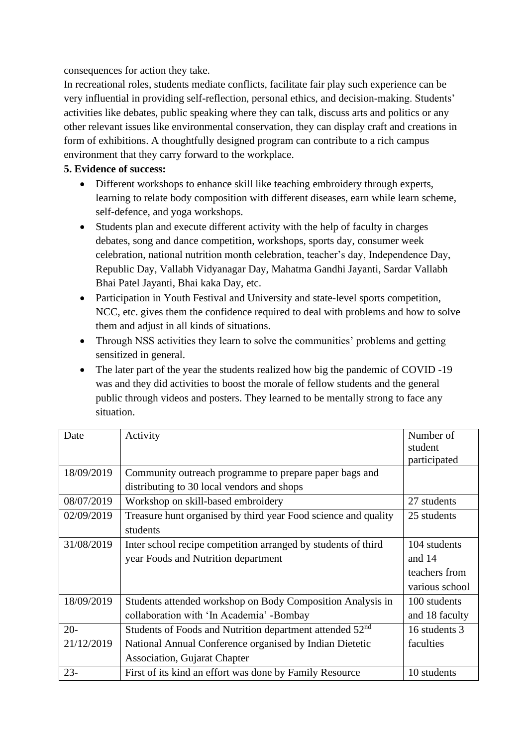consequences for action they take.

In recreational roles, students mediate conflicts, facilitate fair play such experience can be very influential in providing self-reflection, personal ethics, and decision-making. Students' activities like debates, public speaking where they can talk, discuss arts and politics or any other relevant issues like environmental conservation, they can display craft and creations in form of exhibitions. A thoughtfully designed program can contribute to a rich campus environment that they carry forward to the workplace.

**5. Evidence of success:**

- Different workshops to enhance skill like teaching embroidery through experts, learning to relate body composition with different diseases, earn while learn scheme, self-defence, and yoga workshops.
- Students plan and execute different activity with the help of faculty in charges debates, song and dance competition, workshops, sports day, consumer week celebration, national nutrition month celebration, teacher's day, Independence Day, Republic Day, Vallabh Vidyanagar Day, Mahatma Gandhi Jayanti, Sardar Vallabh Bhai Patel Jayanti, Bhai kaka Day, etc.
- Participation in Youth Festival and University and state-level sports competition, NCC, etc. gives them the confidence required to deal with problems and how to solve them and adjust in all kinds of situations.
- Through NSS activities they learn to solve the communities' problems and getting sensitized in general.
- The later part of the year the students realized how big the pandemic of COVID -19 was and they did activities to boost the morale of fellow students and the general public through videos and posters. They learned to be mentally strong to face any situation.

| Date | Activity | Number of student participated |
|---|---|---|
| 18/09/2019 | Community outreach programme to prepare paper bags and distributing to 30 local vendors and shops | |
| 08/07/2019 | Workshop on skill-based embroidery | 27 students |
| 02/09/2019 | Treasure hunt organised by third year Food science and quality students | 25 students |
| 31/08/2019 | Inter school recipe competition arranged by students of third year Foods and Nutrition department | 104 students and 14 teachers from various school |
| 18/09/2019 | Students attended workshop on Body Composition Analysis in collaboration with 'In Academia' -Bombay | 100 students and 18 faculty |
| 20-21/12/2019 | Students of Foods and Nutrition department attended 52nd National Annual Conference organised by Indian Dietetic Association, Gujarat Chapter | 16 students 3 faculties |
| 23- | First of its kind an effort was done by Family Resource | 10 students |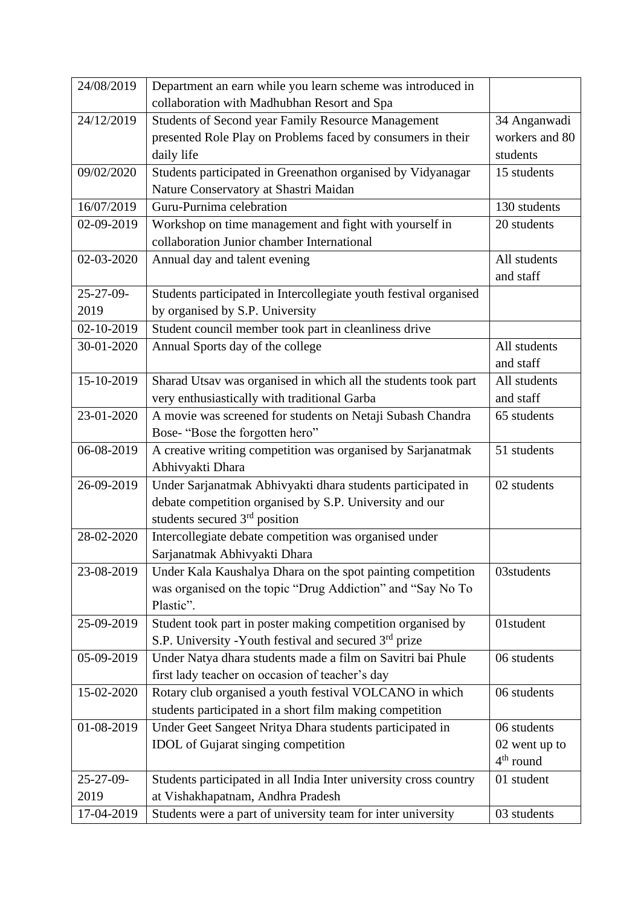| 24/08/2019 | Department an earn while you learn scheme was introduced in collaboration with Madhubhan Resort and Spa | |
|---|---|---|
| 24/12/2019 | Students of Second year Family Resource Management presented Role Play on Problems faced by consumers in their daily life | 34 Anganwadi workers and 80 students |
| 09/02/2020 | Students participated in Greenathon organised by Vidyanagar Nature Conservatory at Shastri Maidan | 15 students |
| 16/07/2019 | Guru-Purnima celebration | 130 students |
| 02-09-2019 | Workshop on time management and fight with yourself in collaboration Junior chamber International | 20 students |
| 02-03-2020 | Annual day and talent evening | All students and staff |
| 25-27-09-2019 | Students participated in Intercollegiate youth festival organised by organised by S.P. University | |
| 02-10-2019 | Student council member took part in cleanliness drive | |
| 30-01-2020 | Annual Sports day of the college | All students and staff |
| 15-10-2019 | Sharad Utsav was organised in which all the students took part very enthusiastically with traditional Garba | All students and staff |
| 23-01-2020 | A movie was screened for students on Netaji Subash Chandra Bose- "Bose the forgotten hero" | 65 students |
| 06-08-2019 | A creative writing competition was organised by Sarjanatmak Abhivyakti Dhara | 51 students |
| 26-09-2019 | Under Sarjanatmak Abhivyakti dhara students participated in debate competition organised by S.P. University and our students secured 3rd position | 02 students |
| 28-02-2020 | Intercollegiate debate competition was organised under Sarjanatmak Abhivyakti Dhara | |
| 23-08-2019 | Under Kala Kaushalya Dhara on the spot painting competition was organised on the topic "Drug Addiction" and "Say No To Plastic". | 03students |
| 25-09-2019 | Student took part in poster making competition organised by S.P. University -Youth festival and secured 3rd prize | 01student |
| 05-09-2019 | Under Natya dhara students made a film on Savitri bai Phule first lady teacher on occasion of teacher's day | 06 students |
| 15-02-2020 | Rotary club organised a youth festival VOLCANO in which students participated in a short film making competition | 06 students |
| 01-08-2019 | Under Geet Sangeet Nritya Dhara students participated in IDOL of Gujarat singing competition | 06 students 02 went up to 4th round |
| 25-27-09-2019 | Students participated in all India Inter university cross country at Vishakhapatnam, Andhra Pradesh | 01 student |
| 17-04-2019 | Students were a part of university team for inter university | 03 students |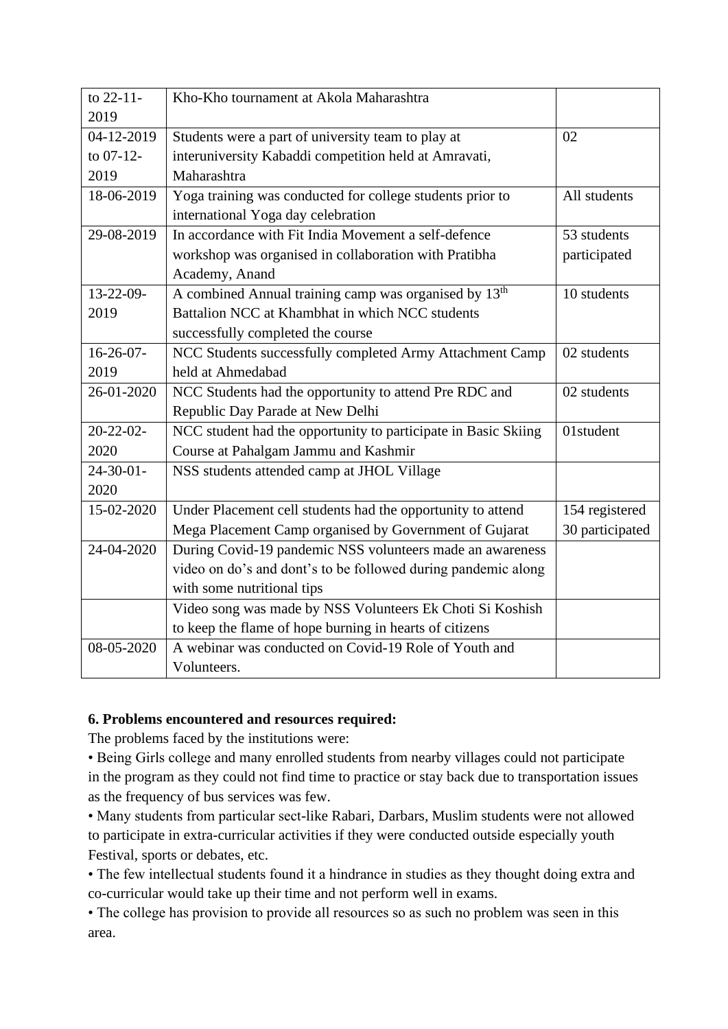| | | |
|---|---|---|
| to 22-11-2019 | Kho-Kho tournament at Akola Maharashtra | |
| 04-12-2019 to 07-12-2019 | Students were a part of university team to play at interuniversity Kabaddi competition held at Amravati, Maharashtra | 02 |
| 18-06-2019 | Yoga training was conducted for college students prior to international Yoga day celebration | All students |
| 29-08-2019 | In accordance with Fit India Movement a self-defence workshop was organised in collaboration with Pratibha Academy, Anand | 53 students participated |
| 13-22-09-2019 | A combined Annual training camp was organised by 13th Battalion NCC at Khambhat in which NCC students successfully completed the course | 10 students |
| 16-26-07-2019 | NCC Students successfully completed Army Attachment Camp held at Ahmedabad | 02 students |
| 26-01-2020 | NCC Students had the opportunity to attend Pre RDC and Republic Day Parade at New Delhi | 02 students |
| 20-22-02-2020 | NCC student had the opportunity to participate in Basic Skiing Course at Pahalgam Jammu and Kashmir | 01student |
| 24-30-01-2020 | NSS students attended camp at JHOL Village | |
| 15-02-2020 | Under Placement cell students had the opportunity to attend Mega Placement Camp organised by Government of Gujarat | 154 registered 30 participated |
| 24-04-2020 | During Covid-19 pandemic NSS volunteers made an awareness video on do's and dont's to be followed during pandemic along with some nutritional tips | |
| | Video song was made by NSS Volunteers Ek Choti Si Koshish to keep the flame of hope burning in hearts of citizens | |
| 08-05-2020 | A webinar was conducted on Covid-19 Role of Youth and Volunteers. | |

**6. Problems encountered and resources required:**

The problems faced by the institutions were:

• Being Girls college and many enrolled students from nearby villages could not participate in the program as they could not find time to practice or stay back due to transportation issues as the frequency of bus services was few.

• Many students from particular sect-like Rabari, Darbars, Muslim students were not allowed to participate in extra-curricular activities if they were conducted outside especially youth Festival, sports or debates, etc.

• The few intellectual students found it a hindrance in studies as they thought doing extra and co-curricular would take up their time and not perform well in exams.

• The college has provision to provide all resources so as such no problem was seen in this area.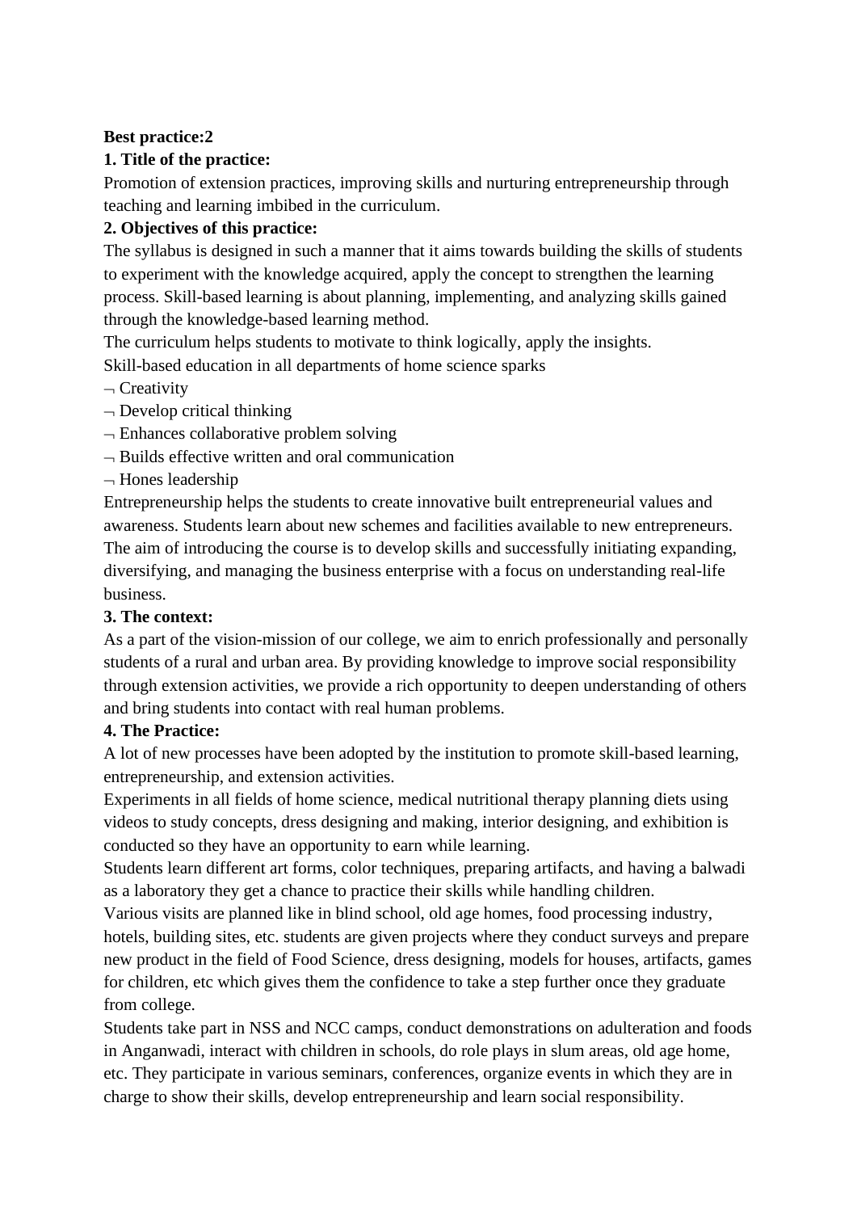**Best practice:2**

**1. Title of the practice:**

Promotion of extension practices, improving skills and nurturing entrepreneurship through teaching and learning imbibed in the curriculum.

**2. Objectives of this practice:**

The syllabus is designed in such a manner that it aims towards building the skills of students to experiment with the knowledge acquired, apply the concept to strengthen the learning process. Skill-based learning is about planning, implementing, and analyzing skills gained through the knowledge-based learning method.

The curriculum helps students to motivate to think logically, apply the insights.

Skill-based education in all departments of home science sparks

- Creativity
- Develop critical thinking
- Enhances collaborative problem solving
- Builds effective written and oral communication
- Hones leadership

Entrepreneurship helps the students to create innovative built entrepreneurial values and awareness. Students learn about new schemes and facilities available to new entrepreneurs. The aim of introducing the course is to develop skills and successfully initiating expanding, diversifying, and managing the business enterprise with a focus on understanding real-life business.

**3. The context:**

As a part of the vision-mission of our college, we aim to enrich professionally and personally students of a rural and urban area. By providing knowledge to improve social responsibility through extension activities, we provide a rich opportunity to deepen understanding of others and bring students into contact with real human problems.

**4. The Practice:**

A lot of new processes have been adopted by the institution to promote skill-based learning, entrepreneurship, and extension activities.

Experiments in all fields of home science, medical nutritional therapy planning diets using videos to study concepts, dress designing and making, interior designing, and exhibition is conducted so they have an opportunity to earn while learning.

Students learn different art forms, color techniques, preparing artifacts, and having a balwadi as a laboratory they get a chance to practice their skills while handling children.

Various visits are planned like in blind school, old age homes, food processing industry, hotels, building sites, etc. students are given projects where they conduct surveys and prepare new product in the field of Food Science, dress designing, models for houses, artifacts, games for children, etc which gives them the confidence to take a step further once they graduate from college.

Students take part in NSS and NCC camps, conduct demonstrations on adulteration and foods in Anganwadi, interact with children in schools, do role plays in slum areas, old age home, etc. They participate in various seminars, conferences, organize events in which they are in charge to show their skills, develop entrepreneurship and learn social responsibility.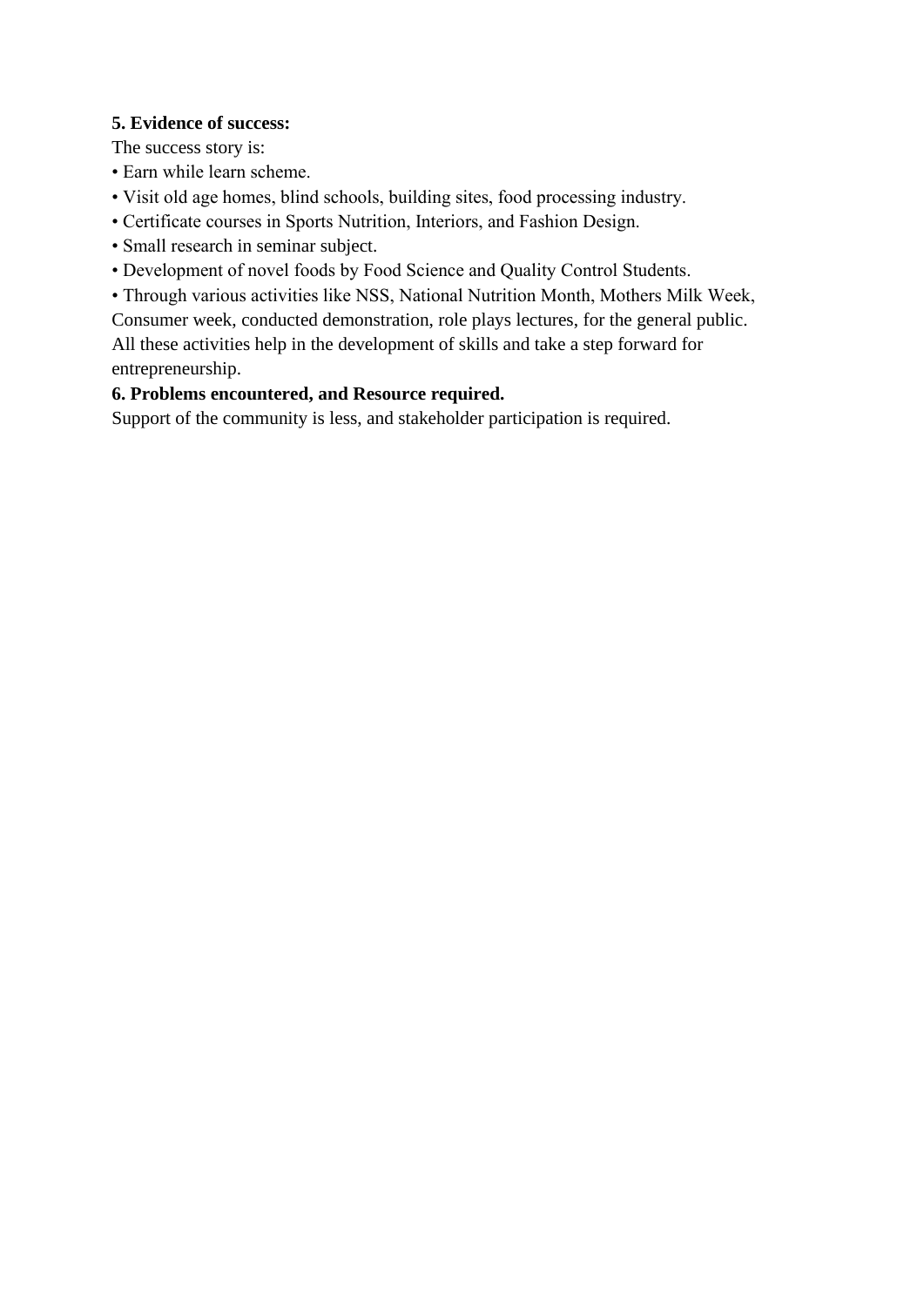**5. Evidence of success:**

The success story is:

- Earn while learn scheme.
- Visit old age homes, blind schools, building sites, food processing industry.
- Certificate courses in Sports Nutrition, Interiors, and Fashion Design.
- Small research in seminar subject.
- Development of novel foods by Food Science and Quality Control Students.
- Through various activities like NSS, National Nutrition Month, Mothers Milk Week, Consumer week, conducted demonstration, role plays lectures, for the general public.

All these activities help in the development of skills and take a step forward for entrepreneurship.

**6. Problems encountered, and Resource required.**

Support of the community is less, and stakeholder participation is required.